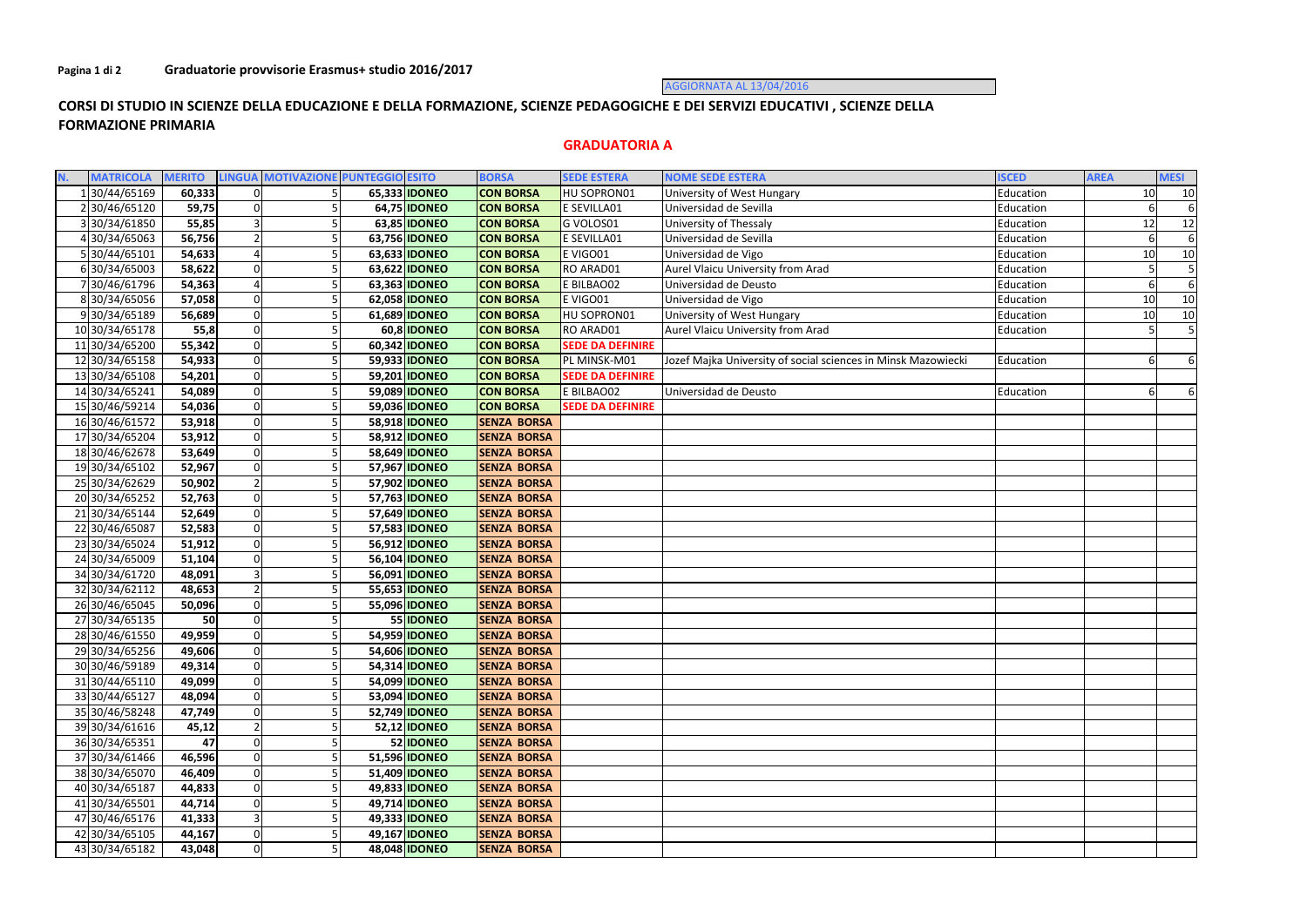**Graduatorie provvisorie Erasmus+ studio 2016/2017**

AGGIORNATA AL 13/04/2016

## CORSI DI STUDIO IN SCIENZE DELLA EDUCAZIONE E DELLA FORMAZIONE, SCIENZE PEDAGOGICHE E DEI SERVIZI EDUCATIVI , SCIENZE DELLA FORMAZIONE PRIMARIA

### GRADUATORIA A

| N. | MATRICOLA | MERITO | LINGUA | MOTIVAZIONE | PUNTEGGIO | ESITO | BORSA | SEDE ESTERA | NOME SEDE ESTERA | ISCED | AREA | MESI |
|---|---|---|---|---|---|---|---|---|---|---|---|---|
| 1 | 30/44/65169 | 60,333 | 0 | 5 | 65,333 | IDONEO | CON BORSA | HU SOPRON01 | University of West Hungary | Education | 10 | 10 |
| 2 | 30/46/65120 | 59,75 | 0 | 5 | 64,75 | IDONEO | CON BORSA | E SEVILLA01 | Universidad de Sevilla | Education | 6 | 6 |
| 3 | 30/34/61850 | 55,85 | 3 | 5 | 63,85 | IDONEO | CON BORSA | G VOLOS01 | University of Thessaly | Education | 12 | 12 |
| 4 | 30/34/65063 | 56,756 | 2 | 5 | 63,756 | IDONEO | CON BORSA | E SEVILLA01 | Universidad de Sevilla | Education | 6 | 6 |
| 5 | 30/44/65101 | 54,633 | 4 | 5 | 63,633 | IDONEO | CON BORSA | E VIGO01 | Universidad de Vigo | Education | 10 | 10 |
| 6 | 30/34/65003 | 58,622 | 0 | 5 | 63,622 | IDONEO | CON BORSA | RO ARAD01 | Aurel Vlaicu University from Arad | Education | 5 | 5 |
| 7 | 30/46/61796 | 54,363 | 4 | 5 | 63,363 | IDONEO | CON BORSA | E BILBAO02 | Universidad de Deusto | Education | 6 | 6 |
| 8 | 30/34/65056 | 57,058 | 0 | 5 | 62,058 | IDONEO | CON BORSA | E VIGO01 | Universidad de Vigo | Education | 10 | 10 |
| 9 | 30/34/65189 | 56,689 | 0 | 5 | 61,689 | IDONEO | CON BORSA | HU SOPRON01 | University of West Hungary | Education | 10 | 10 |
| 10 | 30/34/65178 | 55,8 | 0 | 5 | 60,8 | IDONEO | CON BORSA | RO ARAD01 | Aurel Vlaicu University from Arad | Education | 5 | 5 |
| 11 | 30/34/65200 | 55,342 | 0 | 5 | 60,342 | IDONEO | CON BORSA | SEDE DA DEFINIRE | | | | |
| 12 | 30/34/65158 | 54,933 | 0 | 5 | 59,933 | IDONEO | CON BORSA | PL MINSK-M01 | Jozef Majka University of social sciences in Minsk Mazowiecki | Education | 6 | 6 |
| 13 | 30/34/65108 | 54,201 | 0 | 5 | 59,201 | IDONEO | CON BORSA | SEDE DA DEFINIRE | | | | |
| 14 | 30/34/65241 | 54,089 | 0 | 5 | 59,089 | IDONEO | CON BORSA | E BILBAO02 | Universidad de Deusto | Education | 6 | 6 |
| 15 | 30/46/59214 | 54,036 | 0 | 5 | 59,036 | IDONEO | CON BORSA | SEDE DA DEFINIRE | | | | |
| 16 | 30/46/61572 | 53,918 | 0 | 5 | 58,918 | IDONEO | SENZA BORSA | | | | | |
| 17 | 30/34/65204 | 53,912 | 0 | 5 | 58,912 | IDONEO | SENZA BORSA | | | | | |
| 18 | 30/46/62678 | 53,649 | 0 | 5 | 58,649 | IDONEO | SENZA BORSA | | | | | |
| 19 | 30/34/65102 | 52,967 | 0 | 5 | 57,967 | IDONEO | SENZA BORSA | | | | | |
| 25 | 30/34/62629 | 50,902 | 2 | 5 | 57,902 | IDONEO | SENZA BORSA | | | | | |
| 20 | 30/34/65252 | 52,763 | 0 | 5 | 57,763 | IDONEO | SENZA BORSA | | | | | |
| 21 | 30/34/65144 | 52,649 | 0 | 5 | 57,649 | IDONEO | SENZA BORSA | | | | | |
| 22 | 30/46/65087 | 52,583 | 0 | 5 | 57,583 | IDONEO | SENZA BORSA | | | | | |
| 23 | 30/34/65024 | 51,912 | 0 | 5 | 56,912 | IDONEO | SENZA BORSA | | | | | |
| 24 | 30/34/65009 | 51,104 | 0 | 5 | 56,104 | IDONEO | SENZA BORSA | | | | | |
| 34 | 30/34/61720 | 48,091 | 3 | 5 | 56,091 | IDONEO | SENZA BORSA | | | | | |
| 32 | 30/34/62112 | 48,653 | 2 | 5 | 55,653 | IDONEO | SENZA BORSA | | | | | |
| 26 | 30/46/65045 | 50,096 | 0 | 5 | 55,096 | IDONEO | SENZA BORSA | | | | | |
| 27 | 30/34/65135 | 50 | 0 | 5 | 55 | IDONEO | SENZA BORSA | | | | | |
| 28 | 30/46/61550 | 49,959 | 0 | 5 | 54,959 | IDONEO | SENZA BORSA | | | | | |
| 29 | 30/34/65256 | 49,606 | 0 | 5 | 54,606 | IDONEO | SENZA BORSA | | | | | |
| 30 | 30/46/59189 | 49,314 | 0 | 5 | 54,314 | IDONEO | SENZA BORSA | | | | | |
| 31 | 30/44/65110 | 49,099 | 0 | 5 | 54,099 | IDONEO | SENZA BORSA | | | | | |
| 33 | 30/44/65127 | 48,094 | 0 | 5 | 53,094 | IDONEO | SENZA BORSA | | | | | |
| 35 | 30/46/58248 | 47,749 | 0 | 5 | 52,749 | IDONEO | SENZA BORSA | | | | | |
| 39 | 30/34/61616 | 45,12 | 2 | 5 | 52,12 | IDONEO | SENZA BORSA | | | | | |
| 36 | 30/34/65351 | 47 | 0 | 5 | 52 | IDONEO | SENZA BORSA | | | | | |
| 37 | 30/34/61466 | 46,596 | 0 | 5 | 51,596 | IDONEO | SENZA BORSA | | | | | |
| 38 | 30/34/65070 | 46,409 | 0 | 5 | 51,409 | IDONEO | SENZA BORSA | | | | | |
| 40 | 30/34/65187 | 44,833 | 0 | 5 | 49,833 | IDONEO | SENZA BORSA | | | | | |
| 41 | 30/34/65501 | 44,714 | 0 | 5 | 49,714 | IDONEO | SENZA BORSA | | | | | |
| 47 | 30/46/65176 | 41,333 | 3 | 5 | 49,333 | IDONEO | SENZA BORSA | | | | | |
| 42 | 30/34/65105 | 44,167 | 0 | 5 | 49,167 | IDONEO | SENZA BORSA | | | | | |
| 43 | 30/34/65182 | 43,048 | 0 | 5 | 48,048 | IDONEO | SENZA BORSA | | | | | |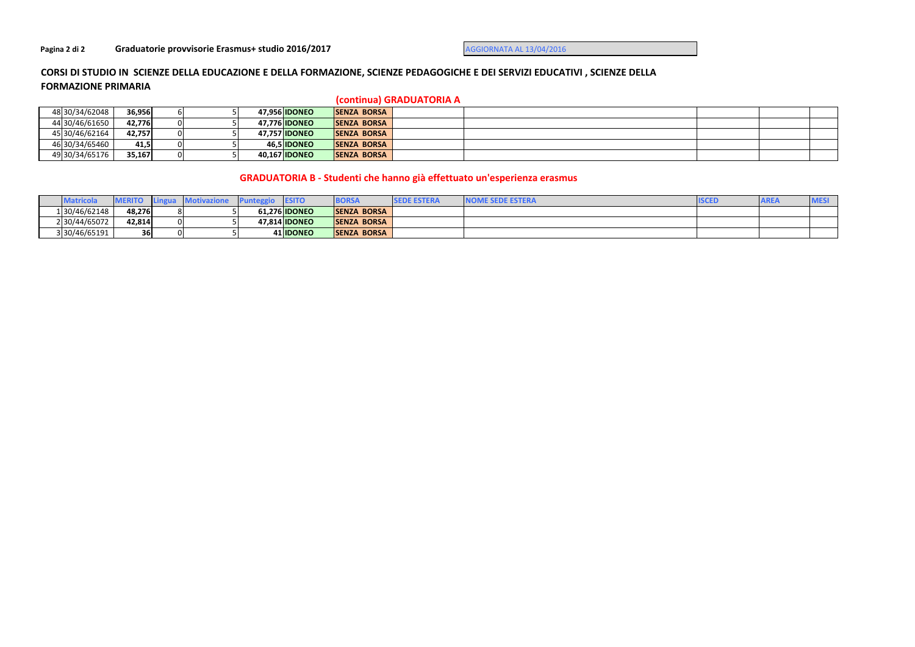Graduatorie provvisorie Erasmus+ studio 2016/2017

AGGIORNATA AL 13/04/2016

## CORSI DI STUDIO IN SCIENZE DELLA EDUCAZIONE E DELLA FORMAZIONE, SCIENZE PEDAGOGICHE E DEI SERVIZI EDUCATIVI , SCIENZE DELLA FORMAZIONE PRIMARIA

### (continua) GRADUATORIA A

| | | | | | | | | | | | | |
|---|---|---|---|---|---|---|---|---|---|---|---|---|
| 48 | 30/34/62048 | **36,956** | 6 | 5 | **47,956** | **IDONEO** | **SENZA BORSA** | | | | | |
| 44 | 30/46/61650 | **42,776** | 0 | 5 | **47,776** | **IDONEO** | **SENZA BORSA** | | | | | |
| 45 | 30/46/62164 | **42,757** | 0 | 5 | **47,757** | **IDONEO** | **SENZA BORSA** | | | | | |
| 46 | 30/34/65460 | **41,5** | 0 | 5 | **46,5** | **IDONEO** | **SENZA BORSA** | | | | | |
| 49 | 30/34/65176 | **35,167** | 0 | 5 | **40,167** | **IDONEO** | **SENZA BORSA** | | | | | |

### GRADUATORIA B - Studenti che hanno già effettuato un'esperienza erasmus

| | Matricola | MERITO | Lingua | Motivazione | Punteggio | ESITO | BORSA | SEDE ESTERA | NOME SEDE ESTERA | ISCED | AREA | MESI |
|---|---|---|---|---|---|---|---|---|---|---|---|---|
| 1 | 30/46/62148 | **48,276** | 8 | 5 | **61,276** | **IDONEO** | **SENZA BORSA** | | | | | |
| 2 | 30/44/65072 | **42,814** | 0 | 5 | **47,814** | **IDONEO** | **SENZA BORSA** | | | | | |
| 3 | 30/46/65191 | **36** | 0 | 5 | **41** | **IDONEO** | **SENZA BORSA** | | | | | |